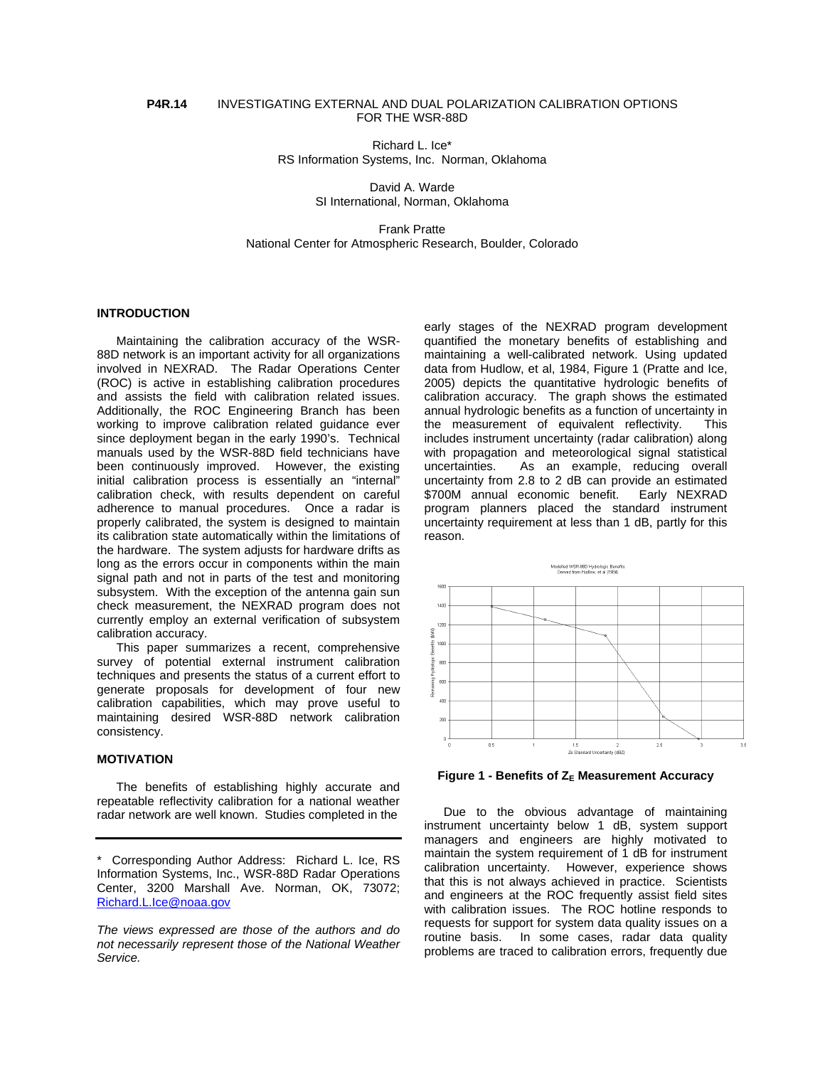**P4R.14** INVESTIGATING EXTERNAL AND DUAL POLARIZATION CALIBRATION OPTIONS FOR THE WSR-88D

Richard L. Ice*
RS Information Systems, Inc. Norman, Oklahoma

David A. Warde
SI International, Norman, Oklahoma

Frank Pratte
National Center for Atmospheric Research, Boulder, Colorado

## INTRODUCTION

Maintaining the calibration accuracy of the WSR-88D network is an important activity for all organizations involved in NEXRAD. The Radar Operations Center (ROC) is active in establishing calibration procedures and assists the field with calibration related issues. Additionally, the ROC Engineering Branch has been working to improve calibration related guidance ever since deployment began in the early 1990's. Technical manuals used by the WSR-88D field technicians have been continuously improved. However, the existing initial calibration process is essentially an "internal" calibration check, with results dependent on careful adherence to manual procedures. Once a radar is properly calibrated, the system is designed to maintain its calibration state automatically within the limitations of the hardware. The system adjusts for hardware drifts as long as the errors occur in components within the main signal path and not in parts of the test and monitoring subsystem. With the exception of the antenna gain sun check measurement, the NEXRAD program does not currently employ an external verification of subsystem calibration accuracy.

This paper summarizes a recent, comprehensive survey of potential external instrument calibration techniques and presents the status of a current effort to generate proposals for development of four new calibration capabilities, which may prove useful to maintaining desired WSR-88D network calibration consistency.

## MOTIVATION

The benefits of establishing highly accurate and repeatable reflectivity calibration for a national weather radar network are well known. Studies completed in the early stages of the NEXRAD program development quantified the monetary benefits of establishing and maintaining a well-calibrated network. Using updated data from Hudlow, et al, 1984, Figure 1 (Pratte and Ice, 2005) depicts the quantitative hydrologic benefits of calibration accuracy. The graph shows the estimated annual hydrologic benefits as a function of uncertainty in the measurement of equivalent reflectivity. This includes instrument uncertainty (radar calibration) along with propagation and meteorological signal statistical uncertainties. As an example, reducing overall uncertainty from 2.8 to 2 dB can provide an estimated $700M annual economic benefit. Early NEXRAD program planners placed the standard instrument uncertainty requirement at less than 1 dB, partly for this reason.

Modelled WSR-88D Hydrologic Benefits
Derived from Hudlow, et al (1984)

1600
1400
1200
1000
800
600
400
200
0

Remaining Hydrologic Benefits ($M)

0
0.5
1
1.5
2
2.5
3
3.5

Ze Standard Uncertainty (dBZ)

**Figure 1 - Benefits of $Z_E$ Measurement Accuracy**

Due to the obvious advantage of maintaining instrument uncertainty below 1 dB, system support managers and engineers are highly motivated to maintain the system requirement of 1 dB for instrument calibration uncertainty. However, experience shows that this is not always achieved in practice. Scientists and engineers at the ROC frequently assist field sites with calibration issues. The ROC hotline responds to requests for support for system data quality issues on a routine basis. In some cases, radar data quality problems are traced to calibration errors, frequently due

---

* Corresponding Author Address: Richard L. Ice, RS Information Systems, Inc., WSR-88D Radar Operations Center, 3200 Marshall Ave. Norman, OK, 73072; Richard.L.Ice@noaa.gov

*The views expressed are those of the authors and do not necessarily represent those of the National Weather Service.*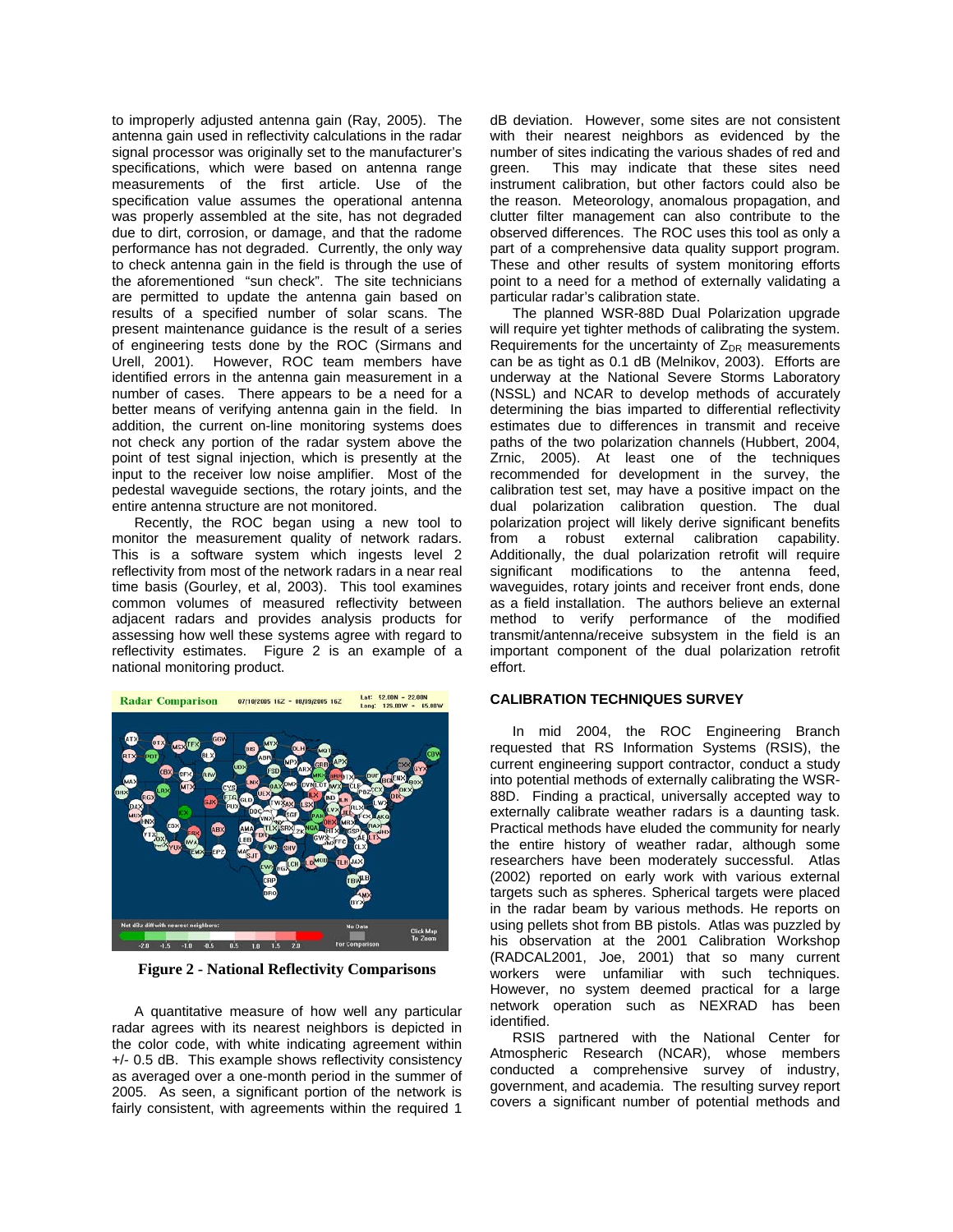to improperly adjusted antenna gain (Ray, 2005). The antenna gain used in reflectivity calculations in the radar signal processor was originally set to the manufacturer's specifications, which were based on antenna range measurements of the first article. Use of the specification value assumes the operational antenna was properly assembled at the site, has not degraded due to dirt, corrosion, or damage, and that the radome performance has not degraded. Currently, the only way to check antenna gain in the field is through the use of the aforementioned "sun check". The site technicians are permitted to update the antenna gain based on results of a specified number of solar scans. The present maintenance guidance is the result of a series of engineering tests done by the ROC (Sirmans and Urell, 2001). However, ROC team members have identified errors in the antenna gain measurement in a number of cases. There appears to be a need for a better means of verifying antenna gain in the field. In addition, the current on-line monitoring systems does not check any portion of the radar system above the point of test signal injection, which is presently at the input to the receiver low noise amplifier. Most of the pedestal waveguide sections, the rotary joints, and the entire antenna structure are not monitored.

Recently, the ROC began using a new tool to monitor the measurement quality of network radars. This is a software system which ingests level 2 reflectivity from most of the network radars in a near real time basis (Gourley, et al, 2003). This tool examines common volumes of measured reflectivity between adjacent radars and provides analysis products for assessing how well these systems agree with regard to reflectivity estimates. Figure 2 is an example of a national monitoring product.

Radar Comparison

07/10/2005 16Z - 08/09/2005 16Z

Lat: 52.00N - 22.00N
Long: 125.00W - 65.00W

Net dBz diff with nearest neighbors:

-2.0 -1.5 -1.0 -0.5 0.5 1.0 1.5 2.0

No Data For Comparison

Click Map To Zoom

**Figure 2 - National Reflectivity Comparisons**

A quantitative measure of how well any particular radar agrees with its nearest neighbors is depicted in the color code, with white indicating agreement within +/- 0.5 dB. This example shows reflectivity consistency as averaged over a one-month period in the summer of 2005. As seen, a significant portion of the network is fairly consistent, with agreements within the required 1 dB deviation. However, some sites are not consistent with their nearest neighbors as evidenced by the number of sites indicating the various shades of red and green. This may indicate that these sites need instrument calibration, but other factors could also be the reason. Meteorology, anomalous propagation, and clutter filter management can also contribute to the observed differences. The ROC uses this tool as only a part of a comprehensive data quality support program. These and other results of system monitoring efforts point to a need for a method of externally validating a particular radar's calibration state.

The planned WSR-88D Dual Polarization upgrade will require yet tighter methods of calibrating the system. Requirements for the uncertainty of $Z_{DR}$ measurements can be as tight as 0.1 dB (Melnikov, 2003). Efforts are underway at the National Severe Storms Laboratory (NSSL) and NCAR to develop methods of accurately determining the bias imparted to differential reflectivity estimates due to differences in transmit and receive paths of the two polarization channels (Hubbert, 2004, Zrnic, 2005). At least one of the techniques recommended for development in the survey, the calibration test set, may have a positive impact on the dual polarization calibration question. The dual polarization project will likely derive significant benefits from a robust external calibration capability. Additionally, the dual polarization retrofit will require significant modifications to the antenna feed, waveguides, rotary joints and receiver front ends, done as a field installation. The authors believe an external method to verify performance of the modified transmit/antenna/receive subsystem in the field is an important component of the dual polarization retrofit effort.

## CALIBRATION TECHNIQUES SURVEY

In mid 2004, the ROC Engineering Branch requested that RS Information Systems (RSIS), the current engineering support contractor, conduct a study into potential methods of externally calibrating the WSR-88D. Finding a practical, universally accepted way to externally calibrate weather radars is a daunting task. Practical methods have eluded the community for nearly the entire history of weather radar, although some researchers have been moderately successful. Atlas (2002) reported on early work with various external targets such as spheres. Spherical targets were placed in the radar beam by various methods. He reports on using pellets shot from BB pistols. Atlas was puzzled by his observation at the 2001 Calibration Workshop (RADCAL2001, Joe, 2001) that so many current workers were unfamiliar with such techniques. However, no system deemed practical for a large network operation such as NEXRAD has been identified.

RSIS partnered with the National Center for Atmospheric Research (NCAR), whose members conducted a comprehensive survey of industry, government, and academia. The resulting survey report covers a significant number of potential methods and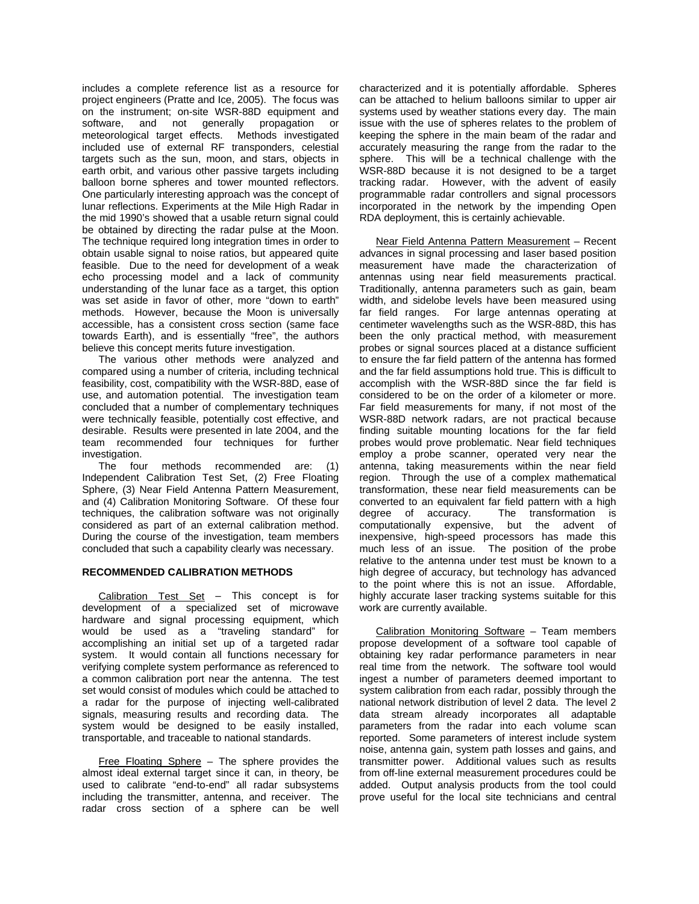includes a complete reference list as a resource for project engineers (Pratte and Ice, 2005). The focus was on the instrument; on-site WSR-88D equipment and software, and not generally propagation or meteorological target effects. Methods investigated included use of external RF transponders, celestial targets such as the sun, moon, and stars, objects in earth orbit, and various other passive targets including balloon borne spheres and tower mounted reflectors. One particularly interesting approach was the concept of lunar reflections. Experiments at the Mile High Radar in the mid 1990's showed that a usable return signal could be obtained by directing the radar pulse at the Moon. The technique required long integration times in order to obtain usable signal to noise ratios, but appeared quite feasible. Due to the need for development of a weak echo processing model and a lack of community understanding of the lunar face as a target, this option was set aside in favor of other, more "down to earth" methods. However, because the Moon is universally accessible, has a consistent cross section (same face towards Earth), and is essentially "free", the authors believe this concept merits future investigation.

The various other methods were analyzed and compared using a number of criteria, including technical feasibility, cost, compatibility with the WSR-88D, ease of use, and automation potential. The investigation team concluded that a number of complementary techniques were technically feasible, potentially cost effective, and desirable. Results were presented in late 2004, and the team recommended four techniques for further investigation.

The four methods recommended are: (1) Independent Calibration Test Set, (2) Free Floating Sphere, (3) Near Field Antenna Pattern Measurement, and (4) Calibration Monitoring Software. Of these four techniques, the calibration software was not originally considered as part of an external calibration method. During the course of the investigation, team members concluded that such a capability clearly was necessary.

**RECOMMENDED CALIBRATION METHODS**

Calibration Test Set – This concept is for development of a specialized set of microwave hardware and signal processing equipment, which would be used as a "traveling standard" for accomplishing an initial set up of a targeted radar system. It would contain all functions necessary for verifying complete system performance as referenced to a common calibration port near the antenna. The test set would consist of modules which could be attached to a radar for the purpose of injecting well-calibrated signals, measuring results and recording data. The system would be designed to be easily installed, transportable, and traceable to national standards.

Free Floating Sphere – The sphere provides the almost ideal external target since it can, in theory, be used to calibrate "end-to-end" all radar subsystems including the transmitter, antenna, and receiver. The radar cross section of a sphere can be well characterized and it is potentially affordable. Spheres can be attached to helium balloons similar to upper air systems used by weather stations every day. The main issue with the use of spheres relates to the problem of keeping the sphere in the main beam of the radar and accurately measuring the range from the radar to the sphere. This will be a technical challenge with the WSR-88D because it is not designed to be a target tracking radar. However, with the advent of easily programmable radar controllers and signal processors incorporated in the network by the impending Open RDA deployment, this is certainly achievable.

Near Field Antenna Pattern Measurement – Recent advances in signal processing and laser based position measurement have made the characterization of antennas using near field measurements practical. Traditionally, antenna parameters such as gain, beam width, and sidelobe levels have been measured using far field ranges. For large antennas operating at centimeter wavelengths such as the WSR-88D, this has been the only practical method, with measurement probes or signal sources placed at a distance sufficient to ensure the far field pattern of the antenna has formed and the far field assumptions hold true. This is difficult to accomplish with the WSR-88D since the far field is considered to be on the order of a kilometer or more. Far field measurements for many, if not most of the WSR-88D network radars, are not practical because finding suitable mounting locations for the far field probes would prove problematic. Near field techniques employ a probe scanner, operated very near the antenna, taking measurements within the near field region. Through the use of a complex mathematical transformation, these near field measurements can be converted to an equivalent far field pattern with a high degree of accuracy. The transformation is computationally expensive, but the advent of inexpensive, high-speed processors has made this much less of an issue. The position of the probe relative to the antenna under test must be known to a high degree of accuracy, but technology has advanced to the point where this is not an issue. Affordable, highly accurate laser tracking systems suitable for this work are currently available.

Calibration Monitoring Software – Team members propose development of a software tool capable of obtaining key radar performance parameters in near real time from the network. The software tool would ingest a number of parameters deemed important to system calibration from each radar, possibly through the national network distribution of level 2 data. The level 2 data stream already incorporates all adaptable parameters from the radar into each volume scan reported. Some parameters of interest include system noise, antenna gain, system path losses and gains, and transmitter power. Additional values such as results from off-line external measurement procedures could be added. Output analysis products from the tool could prove useful for the local site technicians and central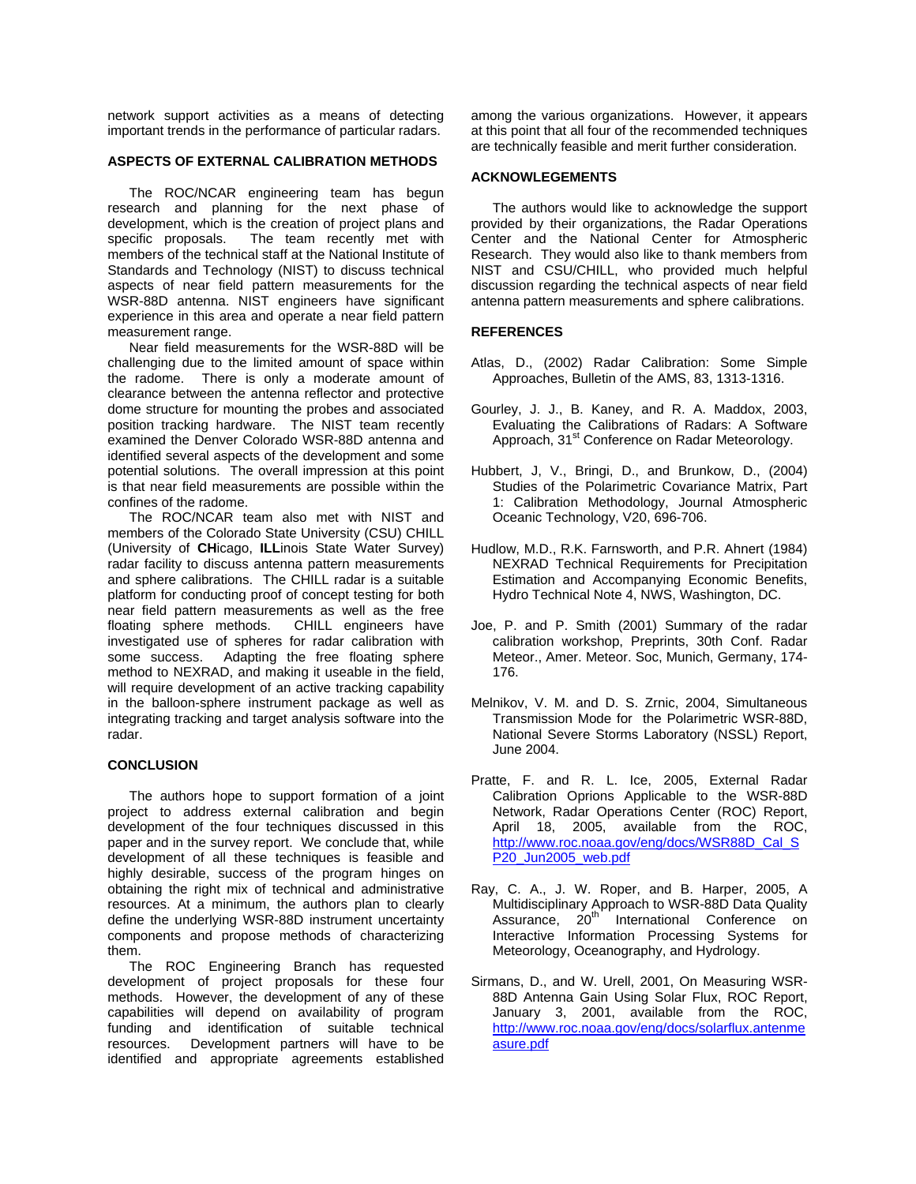network support activities as a means of detecting important trends in the performance of particular radars.

## ASPECTS OF EXTERNAL CALIBRATION METHODS

The ROC/NCAR engineering team has begun research and planning for the next phase of development, which is the creation of project plans and specific proposals. The team recently met with members of the technical staff at the National Institute of Standards and Technology (NIST) to discuss technical aspects of near field pattern measurements for the WSR-88D antenna. NIST engineers have significant experience in this area and operate a near field pattern measurement range.

Near field measurements for the WSR-88D will be challenging due to the limited amount of space within the radome. There is only a moderate amount of clearance between the antenna reflector and protective dome structure for mounting the probes and associated position tracking hardware. The NIST team recently examined the Denver Colorado WSR-88D antenna and identified several aspects of the development and some potential solutions. The overall impression at this point is that near field measurements are possible within the confines of the radome.

The ROC/NCAR team also met with NIST and members of the Colorado State University (CSU) CHILL (University of **CH**icago, **ILL**inois State Water Survey) radar facility to discuss antenna pattern measurements and sphere calibrations. The CHILL radar is a suitable platform for conducting proof of concept testing for both near field pattern measurements as well as the free floating sphere methods. CHILL engineers have investigated use of spheres for radar calibration with some success. Adapting the free floating sphere method to NEXRAD, and making it useable in the field, will require development of an active tracking capability in the balloon-sphere instrument package as well as integrating tracking and target analysis software into the radar.

## CONCLUSION

The authors hope to support formation of a joint project to address external calibration and begin development of the four techniques discussed in this paper and in the survey report. We conclude that, while development of all these techniques is feasible and highly desirable, success of the program hinges on obtaining the right mix of technical and administrative resources. At a minimum, the authors plan to clearly define the underlying WSR-88D instrument uncertainty components and propose methods of characterizing them.

The ROC Engineering Branch has requested development of project proposals for these four methods. However, the development of any of these capabilities will depend on availability of program funding and identification of suitable technical resources. Development partners will have to be identified and appropriate agreements established among the various organizations. However, it appears at this point that all four of the recommended techniques are technically feasible and merit further consideration.

## ACKNOWLEGEMENTS

The authors would like to acknowledge the support provided by their organizations, the Radar Operations Center and the National Center for Atmospheric Research. They would also like to thank members from NIST and CSU/CHILL, who provided much helpful discussion regarding the technical aspects of near field antenna pattern measurements and sphere calibrations.

## REFERENCES

Atlas, D., (2002) Radar Calibration: Some Simple Approaches, Bulletin of the AMS, 83, 1313-1316.

Gourley, J. J., B. Kaney, and R. A. Maddox, 2003, Evaluating the Calibrations of Radars: A Software Approach, 31st Conference on Radar Meteorology.

Hubbert, J, V., Bringi, D., and Brunkow, D., (2004) Studies of the Polarimetric Covariance Matrix, Part 1: Calibration Methodology, Journal Atmospheric Oceanic Technology, V20, 696-706.

Hudlow, M.D., R.K. Farnsworth, and P.R. Ahnert (1984) NEXRAD Technical Requirements for Precipitation Estimation and Accompanying Economic Benefits, Hydro Technical Note 4, NWS, Washington, DC.

Joe, P. and P. Smith (2001) Summary of the radar calibration workshop, Preprints, 30th Conf. Radar Meteor., Amer. Meteor. Soc, Munich, Germany, 174-176.

Melnikov, V. M. and D. S. Zrnic, 2004, Simultaneous Transmission Mode for the Polarimetric WSR-88D, National Severe Storms Laboratory (NSSL) Report, June 2004.

Pratte, F. and R. L. Ice, 2005, External Radar Calibration Oprions Applicable to the WSR-88D Network, Radar Operations Center (ROC) Report, April 18, 2005, available from the ROC, http://www.roc.noaa.gov/eng/docs/WSR88D_Cal_SP20_Jun2005_web.pdf

Ray, C. A., J. W. Roper, and B. Harper, 2005, A Multidisciplinary Approach to WSR-88D Data Quality Assurance, 20th International Conference on Interactive Information Processing Systems for Meteorology, Oceanography, and Hydrology.

Sirmans, D., and W. Urell, 2001, On Measuring WSR-88D Antenna Gain Using Solar Flux, ROC Report, January 3, 2001, available from the ROC, http://www.roc.noaa.gov/eng/docs/solarflux.antenmeasure.pdf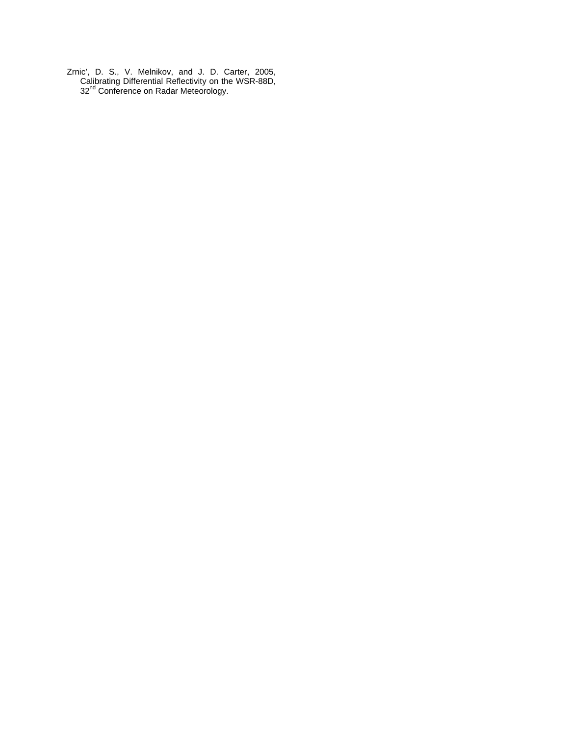Zrnic', D. S., V. Melnikov, and J. D. Carter, 2005, Calibrating Differential Reflectivity on the WSR-88D, 32nd Conference on Radar Meteorology.